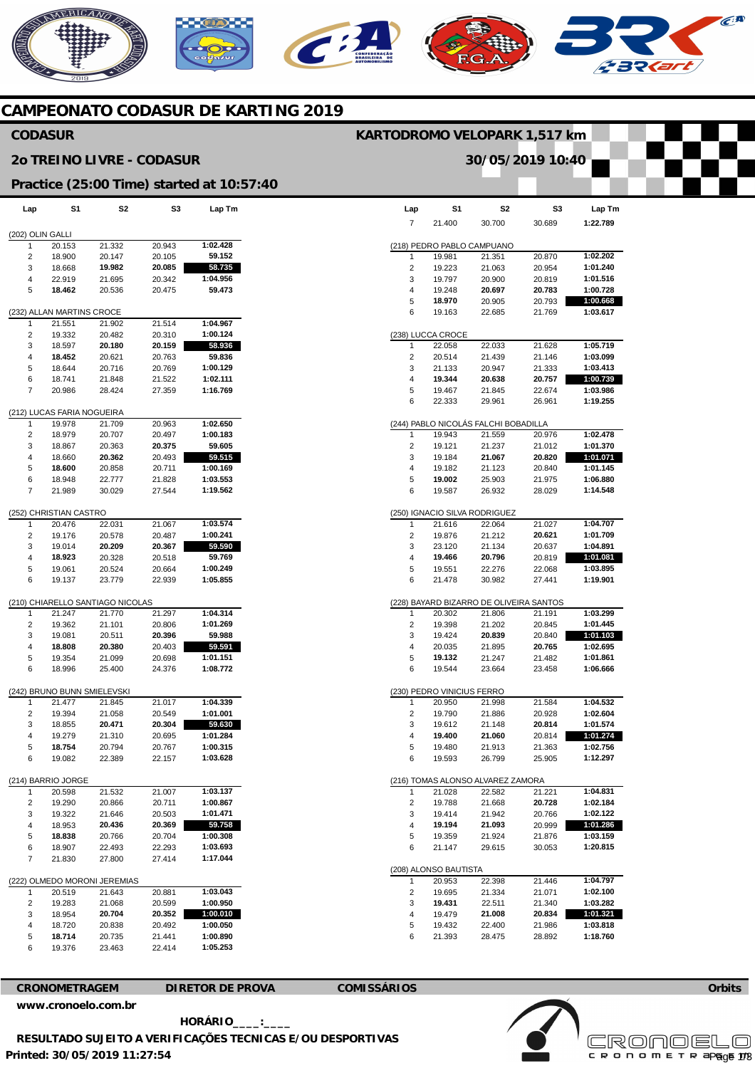# CAMPEONATO CODASUR DE KARTING 2019

## CODASUR

## KARTODROMO VELOPARK 1,517 km

## 2o TREINO LIVRE - CODASUR

## 30/05/2019 10:40

## Practice (25:00 Time) started at 10:57:40

### (202) OLIN GALLI

| Lap | S1 | S2 | S3 | Lap Tm |
|---|---|---|---|---|
| 1 | 20.153 | 21.332 | 20.943 | **1:02.428** |
| 2 | 18.900 | 20.147 | 20.105 | **59.152** |
| 3 | 18.668 | **19.982** | **20.085** | **58.735** |
| 4 | 22.919 | 21.695 | 20.342 | **1:04.956** |
| 5 | **18.462** | 20.536 | 20.475 | **59.473** |

### (232) ALLAN MARTINS CROCE

| Lap | S1 | S2 | S3 | Lap Tm |
|---|---|---|---|---|
| 1 | 21.551 | 21.902 | 21.514 | **1:04.967** |
| 2 | 19.332 | 20.482 | 20.310 | **1:00.124** |
| 3 | 18.597 | **20.180** | **20.159** | **58.936** |
| 4 | **18.452** | 20.621 | 20.763 | **59.836** |
| 5 | 18.644 | 20.716 | 20.769 | **1:00.129** |
| 6 | 18.741 | 21.848 | 21.522 | **1:02.111** |
| 7 | 20.986 | 28.424 | 27.359 | **1:16.769** |

### (212) LUCAS FARIA NOGUEIRA

| Lap | S1 | S2 | S3 | Lap Tm |
|---|---|---|---|---|
| 1 | 19.978 | 21.709 | 20.963 | **1:02.650** |
| 2 | 18.979 | 20.707 | 20.497 | **1:00.183** |
| 3 | 18.867 | 20.363 | **20.375** | **59.605** |
| 4 | 18.660 | **20.362** | 20.493 | **59.515** |
| 5 | **18.600** | 20.858 | 20.711 | **1:00.169** |
| 6 | 18.948 | 22.777 | 21.828 | **1:03.553** |
| 7 | 21.989 | 30.029 | 27.544 | **1:19.562** |

### (252) CHRISTIAN CASTRO

| Lap | S1 | S2 | S3 | Lap Tm |
|---|---|---|---|---|
| 1 | 20.476 | 22.031 | 21.067 | **1:03.574** |
| 2 | 19.176 | 20.578 | 20.487 | **1:00.241** |
| 3 | 19.014 | **20.209** | **20.367** | **59.590** |
| 4 | **18.923** | 20.328 | 20.518 | **59.769** |
| 5 | 19.061 | 20.524 | 20.664 | **1:00.249** |
| 6 | 19.137 | 23.779 | 22.939 | **1:05.855** |

### (210) CHIARELLO SANTIAGO NICOLAS

| Lap | S1 | S2 | S3 | Lap Tm |
|---|---|---|---|---|
| 1 | 21.247 | 21.770 | 21.297 | **1:04.314** |
| 2 | 19.362 | 21.101 | 20.806 | **1:01.269** |
| 3 | 19.081 | 20.511 | **20.396** | **59.988** |
| 4 | **18.808** | **20.380** | 20.403 | **59.591** |
| 5 | 19.354 | 21.099 | 20.698 | **1:01.151** |
| 6 | 18.996 | 25.400 | 24.376 | **1:08.772** |

### (242) BRUNO BUNN SMIELEVSKI

| Lap | S1 | S2 | S3 | Lap Tm |
|---|---|---|---|---|
| 1 | 21.477 | 21.845 | 21.017 | **1:04.339** |
| 2 | 19.394 | 21.058 | 20.549 | **1:01.001** |
| 3 | 18.855 | **20.471** | **20.304** | **59.630** |
| 4 | 19.279 | 21.310 | 20.695 | **1:01.284** |
| 5 | **18.754** | 20.794 | 20.767 | **1:00.315** |
| 6 | 19.082 | 22.389 | 22.157 | **1:03.628** |

### (214) BARRIO JORGE

| Lap | S1 | S2 | S3 | Lap Tm |
|---|---|---|---|---|
| 1 | 20.598 | 21.532 | 21.007 | **1:03.137** |
| 2 | 19.290 | 20.866 | 20.711 | **1:00.867** |
| 3 | 19.322 | 21.646 | 20.503 | **1:01.471** |
| 4 | 18.953 | **20.436** | **20.369** | **59.758** |
| 5 | **18.838** | 20.766 | 20.704 | **1:00.308** |
| 6 | 18.907 | 22.493 | 22.293 | **1:03.693** |
| 7 | 21.830 | 27.800 | 27.414 | **1:17.044** |

### (222) OLMEDO MORONI JEREMIAS

| Lap | S1 | S2 | S3 | Lap Tm |
|---|---|---|---|---|
| 1 | 20.519 | 21.643 | 20.881 | **1:03.043** |
| 2 | 19.283 | 21.068 | 20.599 | **1:00.950** |
| 3 | 18.954 | **20.704** | **20.352** | **1:00.010** |
| 4 | 18.720 | 20.838 | 20.492 | **1:00.050** |
| 5 | **18.714** | 20.735 | 21.441 | **1:00.890** |
| 6 | 19.376 | 23.463 | 22.414 | **1:05.253** |
| 7 | 21.400 | 30.700 | 30.689 | **1:22.789** |

### (218) PEDRO PABLO CAMPUANO

| Lap | S1 | S2 | S3 | Lap Tm |
|---|---|---|---|---|
| 1 | 19.981 | 21.351 | 20.870 | **1:02.202** |
| 2 | 19.223 | 21.063 | 20.954 | **1:01.240** |
| 3 | 19.797 | 20.900 | 20.819 | **1:01.516** |
| 4 | 19.248 | **20.697** | **20.783** | **1:00.728** |
| 5 | **18.970** | 20.905 | 20.793 | **1:00.668** |
| 6 | 19.163 | 22.685 | 21.769 | **1:03.617** |

### (238) LUCCA CROCE

| Lap | S1 | S2 | S3 | Lap Tm |
|---|---|---|---|---|
| 1 | 22.058 | 22.033 | 21.628 | **1:05.719** |
| 2 | 20.514 | 21.439 | 21.146 | **1:03.099** |
| 3 | 21.133 | 20.947 | 21.333 | **1:03.413** |
| 4 | **19.344** | **20.638** | **20.757** | **1:00.739** |
| 5 | 19.467 | 21.845 | 22.674 | **1:03.986** |
| 6 | 22.333 | 29.961 | 26.961 | **1:19.255** |

### (244) PABLO NICOLÁS FALCHI BOBADILLA

| Lap | S1 | S2 | S3 | Lap Tm |
|---|---|---|---|---|
| 1 | 19.943 | 21.559 | 20.976 | **1:02.478** |
| 2 | 19.121 | 21.237 | 21.012 | **1:01.370** |
| 3 | 19.184 | **21.067** | **20.820** | **1:01.071** |
| 4 | 19.182 | 21.123 | 20.840 | **1:01.145** |
| 5 | **19.002** | 25.903 | 21.975 | **1:06.880** |
| 6 | 19.587 | 26.932 | 28.029 | **1:14.548** |

### (250) IGNACIO SILVA RODRIGUEZ

| Lap | S1 | S2 | S3 | Lap Tm |
|---|---|---|---|---|
| 1 | 21.616 | 22.064 | 21.027 | **1:04.707** |
| 2 | 19.876 | 21.212 | **20.621** | **1:01.709** |
| 3 | 23.120 | 21.134 | 20.637 | **1:04.891** |
| 4 | **19.466** | **20.796** | 20.819 | **1:01.081** |
| 5 | 19.551 | 22.276 | 22.068 | **1:03.895** |
| 6 | 21.478 | 30.982 | 27.441 | **1:19.901** |

### (228) BAYARD BIZARRO DE OLIVEIRA SANTOS

| Lap | S1 | S2 | S3 | Lap Tm |
|---|---|---|---|---|
| 1 | 20.302 | 21.806 | 21.191 | **1:03.299** |
| 2 | 19.398 | 21.202 | 20.845 | **1:01.445** |
| 3 | 19.424 | **20.839** | 20.840 | **1:01.103** |
| 4 | 20.035 | 21.895 | **20.765** | **1:02.695** |
| 5 | **19.132** | 21.247 | 21.482 | **1:01.861** |
| 6 | 19.544 | 23.664 | 23.458 | **1:06.666** |

### (230) PEDRO VINICIUS FERRO

| Lap | S1 | S2 | S3 | Lap Tm |
|---|---|---|---|---|
| 1 | 20.950 | 21.998 | 21.584 | **1:04.532** |
| 2 | 19.790 | 21.886 | 20.928 | **1:02.604** |
| 3 | 19.612 | 21.148 | **20.814** | **1:01.574** |
| 4 | **19.400** | **21.060** | 20.814 | **1:01.274** |
| 5 | 19.480 | 21.913 | 21.363 | **1:02.756** |
| 6 | 19.593 | 26.799 | 25.905 | **1:12.297** |

### (216) TOMAS ALONSO ALVAREZ ZAMORA

| Lap | S1 | S2 | S3 | Lap Tm |
|---|---|---|---|---|
| 1 | 21.028 | 22.582 | 21.221 | **1:04.831** |
| 2 | 19.788 | 21.668 | **20.728** | **1:02.184** |
| 3 | 19.414 | 21.942 | 20.766 | **1:02.122** |
| 4 | **19.194** | **21.093** | 20.999 | **1:01.286** |
| 5 | 19.359 | 21.924 | 21.876 | **1:03.159** |
| 6 | 21.147 | 29.615 | 30.053 | **1:20.815** |

### (208) ALONSO BAUTISTA

| Lap | S1 | S2 | S3 | Lap Tm |
|---|---|---|---|---|
| 1 | 20.953 | 22.398 | 21.446 | **1:04.797** |
| 2 | 19.695 | 21.334 | 21.071 | **1:02.100** |
| 3 | **19.431** | 22.511 | 21.340 | **1:03.282** |
| 4 | 19.479 | **21.008** | **20.834** | **1:01.321** |
| 5 | 19.432 | 22.400 | 21.986 | **1:03.818** |
| 6 | 21.393 | 28.475 | 28.892 | **1:18.760** |

**CRONOMETRAGEM** **DIRETOR DE PROVA** **COMISSÁRIOS** **Orbits**

**www.cronoelo.com.br**

**HORÁRIO____:____**

**RESULTADO SUJEITO A VERIFICAÇÕES TECNICAS E/OU DESPORTIVAS**

**Printed: 30/05/2019 11:27:54**

CRONOELO CRONOMETRAGEM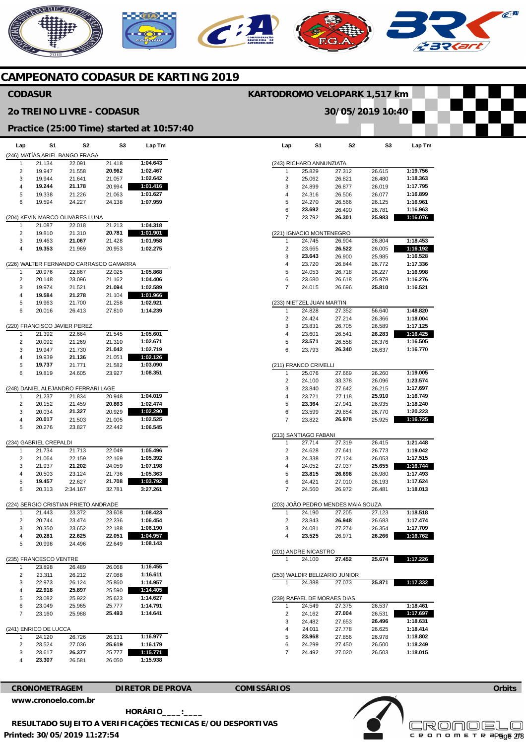# CAMPEONATO CODASUR DE KARTING 2019

## CODASUR

**KARTODROMO VELOPARK 1,517 km**

## 2o TREINO LIVRE - CODASUR

**30/05/2019 10:40**

## Practice (25:00 Time) started at 10:57:40

| Lap | S1 | S2 | S3 | Lap Tm |
|---|---|---|---|---|
| **(246) MATÍAS ARIEL BANGO FRAGA** | | | | |
| 1 | 21.134 | 22.091 | 21.418 | **1:04.643** |
| 2 | 19.947 | 21.558 | **20.962** | **1:02.467** |
| 3 | 19.944 | 21.641 | 21.057 | **1:02.642** |
| 4 | **19.244** | **21.178** | 20.994 | **1:01.416** |
| 5 | 19.338 | 21.226 | 21.063 | **1:01.627** |
| 6 | 19.594 | 24.227 | 24.138 | **1:07.959** |
| **(204) KEVIN MARCO OLIVARES LUNA** | | | | |
| 1 | 21.087 | 22.018 | 21.213 | **1:04.318** |
| 2 | 19.810 | 21.310 | **20.781** | **1:01.901** |
| 3 | 19.463 | **21.067** | 21.428 | **1:01.958** |
| 4 | **19.353** | 21.969 | 20.953 | **1:02.275** |
| **(226) WALTER FERNANDO CARRASCO GAMARRA** | | | | |
| 1 | 20.976 | 22.867 | 22.025 | **1:05.868** |
| 2 | 20.148 | 23.096 | 21.162 | **1:04.406** |
| 3 | 19.974 | 21.521 | **21.094** | **1:02.589** |
| 4 | **19.584** | **21.278** | 21.104 | **1:01.966** |
| 5 | 19.963 | 21.700 | 21.258 | **1:02.921** |
| 6 | 20.016 | 26.413 | 27.810 | **1:14.239** |
| **(220) FRANCISCO JAVIER PEREZ** | | | | |
| 1 | 21.392 | 22.664 | 21.545 | **1:05.601** |
| 2 | 20.092 | 21.269 | 21.310 | **1:02.671** |
| 3 | 19.947 | 21.730 | **21.042** | **1:02.719** |
| 4 | 19.939 | **21.136** | 21.051 | **1:02.126** |
| 5 | **19.737** | 21.771 | 21.582 | **1:03.090** |
| 6 | 19.819 | 24.605 | 23.927 | **1:08.351** |
| **(248) DANIEL ALEJANDRO FERRARI LAGE** | | | | |
| 1 | 21.237 | 21.834 | 20.948 | **1:04.019** |
| 2 | 20.152 | 21.459 | **20.863** | **1:02.474** |
| 3 | 20.034 | **21.327** | 20.929 | **1:02.290** |
| 4 | **20.017** | 21.503 | 21.005 | **1:02.525** |
| 5 | 20.276 | 23.827 | 22.442 | **1:06.545** |
| **(234) GABRIEL CREPALDI** | | | | |
| 1 | 21.734 | 21.713 | 22.049 | **1:05.496** |
| 2 | 21.064 | 22.159 | 22.169 | **1:05.392** |
| 3 | 21.937 | **21.202** | 24.059 | **1:07.198** |
| 4 | 20.503 | 23.124 | 21.736 | **1:05.363** |
| 5 | **19.457** | 22.627 | **21.708** | **1:03.792** |
| 6 | 20.313 | 2:34.167 | 32.781 | **3:27.261** |
| **(224) SERGIO CRISTIAN PRIETO ANDRADE** | | | | |
| 1 | 21.443 | 23.372 | 23.608 | **1:08.423** |
| 2 | 20.744 | 23.474 | 22.236 | **1:06.454** |
| 3 | 20.350 | 23.652 | 22.188 | **1:06.190** |
| 4 | **20.281** | **22.625** | **22.051** | **1:04.957** |
| 5 | 20.998 | 24.496 | 22.649 | **1:08.143** |
| **(235) FRANCESCO VENTRE** | | | | |
| 1 | 23.898 | 26.489 | 26.068 | **1:16.455** |
| 2 | 23.311 | 26.212 | 27.088 | **1:16.611** |
| 3 | 22.973 | 26.124 | 25.860 | **1:14.957** |
| 4 | **22.918** | **25.897** | 25.590 | **1:14.405** |
| 5 | 23.082 | 25.922 | 25.623 | **1:14.627** |
| 6 | 23.049 | 25.965 | 25.777 | **1:14.791** |
| 7 | 23.160 | 25.988 | **25.493** | **1:14.641** |
| **(241) ENRICO DE LUCCA** | | | | |
| 1 | 24.120 | 26.726 | 26.131 | **1:16.977** |
| 2 | 23.524 | 27.036 | **25.619** | **1:16.179** |
| 3 | 23.617 | **26.377** | 25.777 | **1:15.771** |
| 4 | **23.307** | 26.581 | 26.050 | **1:15.938** |
| **(243) RICHARD ANNUNZIATA** | | | | |
| 1 | 25.829 | 27.312 | 26.615 | **1:19.756** |
| 2 | 25.062 | 26.821 | 26.480 | **1:18.363** |
| 3 | 24.899 | 26.877 | 26.019 | **1:17.795** |
| 4 | 24.316 | 26.506 | 26.077 | **1:16.899** |
| 5 | 24.270 | 26.566 | 26.125 | **1:16.961** |
| 6 | **23.692** | 26.490 | 26.781 | **1:16.963** |
| 7 | 23.792 | **26.301** | **25.983** | **1:16.076** |
| **(221) IGNACIO MONTENEGRO** | | | | |
| 1 | 24.745 | 26.904 | 26.804 | **1:18.453** |
| 2 | 23.665 | **26.522** | 26.005 | **1:16.192** |
| 3 | **23.643** | 26.900 | 25.985 | **1:16.528** |
| 4 | 23.720 | 26.844 | 26.772 | **1:17.336** |
| 5 | 24.053 | 26.718 | 26.227 | **1:16.998** |
| 6 | 23.680 | 26.618 | 25.978 | **1:16.276** |
| 7 | 24.015 | 26.696 | **25.810** | **1:16.521** |
| **(233) NIETZEL JUAN MARTIN** | | | | |
| 1 | 24.828 | 27.352 | 56.640 | **1:48.820** |
| 2 | 24.424 | 27.214 | 26.366 | **1:18.004** |
| 3 | 23.831 | 26.705 | 26.589 | **1:17.125** |
| 4 | 23.601 | 26.541 | **26.283** | **1:16.425** |
| 5 | **23.571** | 26.558 | 26.376 | **1:16.505** |
| 6 | 23.793 | **26.340** | 26.637 | **1:16.770** |
| **(211) FRANCO CRIVELLI** | | | | |
| 1 | 25.076 | 27.669 | 26.260 | **1:19.005** |
| 2 | 24.100 | 33.378 | 26.096 | **1:23.574** |
| 3 | 23.840 | 27.642 | 26.215 | **1:17.697** |
| 4 | 23.721 | 27.118 | **25.910** | **1:16.749** |
| 5 | **23.364** | 27.941 | 26.935 | **1:18.240** |
| 6 | 23.599 | 29.854 | 26.770 | **1:20.223** |
| 7 | 23.822 | **26.978** | 25.925 | **1:16.725** |
| **(213) SANTIAGO FABANI** | | | | |
| 1 | 27.714 | 27.319 | 26.415 | **1:21.448** |
| 2 | 24.628 | 27.641 | 26.773 | **1:19.042** |
| 3 | 24.338 | 27.124 | 26.053 | **1:17.515** |
| 4 | 24.052 | 27.037 | **25.655** | **1:16.744** |
| 5 | **23.815** | **26.698** | 26.980 | **1:17.493** |
| 6 | 24.421 | 27.010 | 26.193 | **1:17.624** |
| 7 | 24.560 | 26.972 | 26.481 | **1:18.013** |
| **(203) JOÃO PEDRO MENDES MAIA SOUZA** | | | | |
| 1 | 24.190 | 27.205 | 27.123 | **1:18.518** |
| 2 | 23.843 | **26.948** | 26.683 | **1:17.474** |
| 3 | 24.081 | 27.274 | 26.354 | **1:17.709** |
| 4 | **23.525** | 26.971 | **26.266** | **1:16.762** |
| **(201) ANDRE NICASTRO** | | | | |
| 1 | 24.100 | **27.452** | **25.674** | **1:17.226** |
| **(253) WALDIR BELIZARIO JUNIOR** | | | | |
| 1 | 24.388 | 27.073 | **25.871** | **1:17.332** |
| **(239) RAFAEL DE MORAES DIAS** | | | | |
| 1 | 24.549 | 27.375 | 26.537 | **1:18.461** |
| 2 | 24.162 | **27.004** | 26.531 | **1:17.697** |
| 3 | 24.482 | 27.653 | **26.496** | **1:18.631** |
| 4 | 24.011 | 27.778 | 26.625 | **1:18.414** |
| 5 | **23.968** | 27.856 | 26.978 | **1:18.802** |
| 6 | 24.299 | 27.450 | 26.500 | **1:18.249** |
| 7 | 24.492 | 27.020 | 26.503 | **1:18.015** |

**CRONOMETRAGEM** **DIRETOR DE PROVA** **COMISSÁRIOS** **Orbits**

**www.cronoelo.com.br**

**HORÁRIO____:____**

**RESULTADO SUJEITO A VERIFICAÇÕES TECNICAS E/OU DESPORTIVAS**

**Printed: 30/05/2019 11:27:54**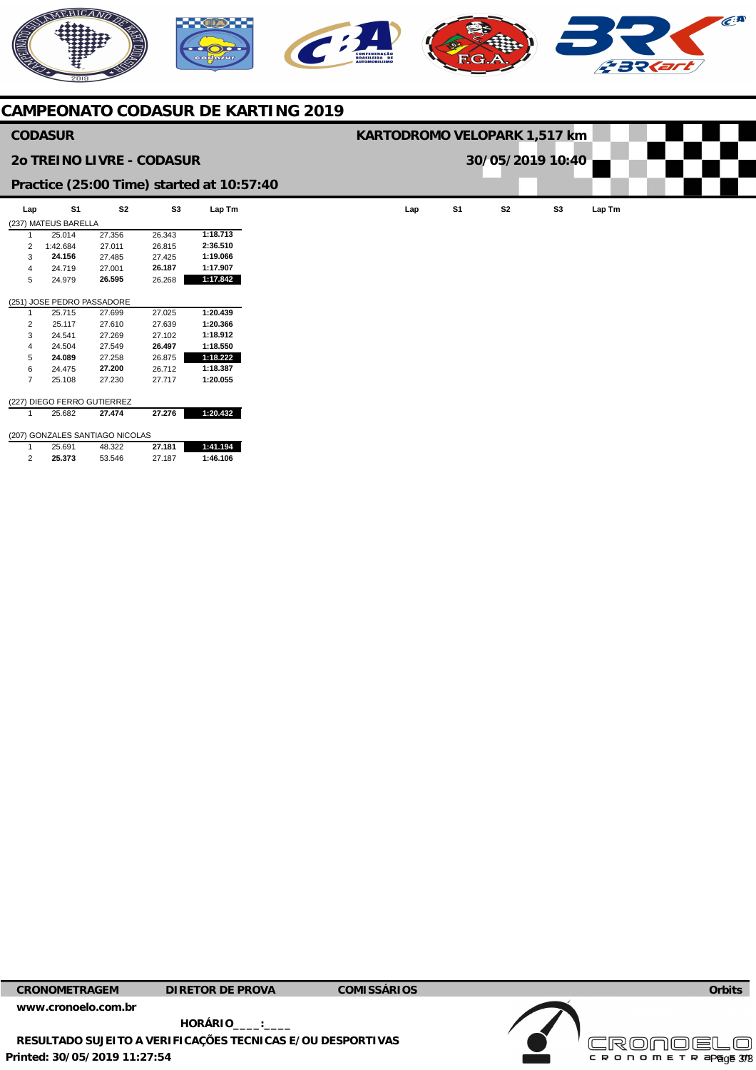# CAMPEONATO CODASUR DE KARTING 2019

**CODASUR** — **KARTODROMO VELOPARK 1,517 km**

**2o TREINO LIVRE - CODASUR** — **30/05/2019 10:40**

**Practice (25:00 Time) started at 10:57:40**

| Lap | S1 | S2 | S3 | Lap Tm |
|---|---|---|---|---|
| (237) MATEUS BARELLA | | | | |
| 1 | 25.014 | 27.356 | 26.343 | 1:18.713 |
| 2 | 1:42.684 | 27.011 | 26.815 | 2:36.510 |
| 3 | **24.156** | 27.485 | 27.425 | 1:19.066 |
| 4 | 24.719 | 27.001 | **26.187** | 1:17.907 |
| 5 | 24.979 | **26.595** | 26.268 | **1:17.842** |
| (251) JOSE PEDRO PASSADORE | | | | |
| 1 | 25.715 | 27.699 | 27.025 | 1:20.439 |
| 2 | 25.117 | 27.610 | 27.639 | 1:20.366 |
| 3 | 24.541 | 27.269 | 27.102 | 1:18.912 |
| 4 | 24.504 | 27.549 | **26.497** | 1:18.550 |
| 5 | **24.089** | 27.258 | 26.875 | **1:18.222** |
| 6 | 24.475 | **27.200** | 26.712 | 1:18.387 |
| 7 | 25.108 | 27.230 | 27.717 | 1:20.055 |
| (227) DIEGO FERRO GUTIERREZ | | | | |
| 1 | 25.682 | **27.474** | **27.276** | **1:20.432** |
| (207) GONZALES SANTIAGO NICOLAS | | | | |
| 1 | 25.691 | 48.322 | **27.181** | **1:41.194** |
| 2 | **25.373** | 53.546 | 27.187 | 1:46.106 |

**CRONOMETRAGEM** — **DIRETOR DE PROVA** — **COMISSÁRIOS** — **Orbits**

**www.cronoelo.com.br**

**HORÁRIO____:____**

**RESULTADO SUJEITO A VERIFICAÇÕES TECNICAS E/OU DESPORTIVAS**

**Printed: 30/05/2019 11:27:54**